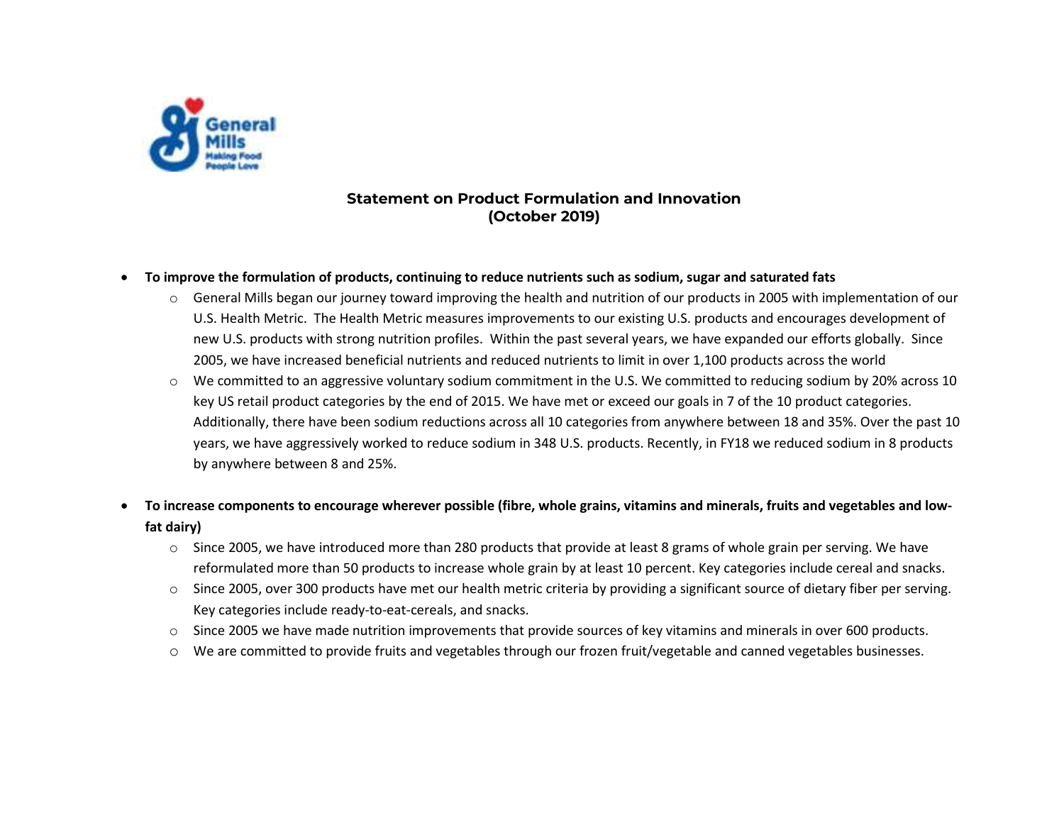General Mills
Making Food People Love

## Statement on Product Formulation and Innovation
## (October 2019)

- **To improve the formulation of products, continuing to reduce nutrients such as sodium, sugar and saturated fats**
  - General Mills began our journey toward improving the health and nutrition of our products in 2005 with implementation of our U.S. Health Metric. The Health Metric measures improvements to our existing U.S. products and encourages development of new U.S. products with strong nutrition profiles. Within the past several years, we have expanded our efforts globally. Since 2005, we have increased beneficial nutrients and reduced nutrients to limit in over 1,100 products across the world
  - We committed to an aggressive voluntary sodium commitment in the U.S. We committed to reducing sodium by 20% across 10 key US retail product categories by the end of 2015. We have met or exceed our goals in 7 of the 10 product categories. Additionally, there have been sodium reductions across all 10 categories from anywhere between 18 and 35%. Over the past 10 years, we have aggressively worked to reduce sodium in 348 U.S. products. Recently, in FY18 we reduced sodium in 8 products by anywhere between 8 and 25%.

- **To increase components to encourage wherever possible (fibre, whole grains, vitamins and minerals, fruits and vegetables and low-fat dairy)**
  - Since 2005, we have introduced more than 280 products that provide at least 8 grams of whole grain per serving. We have reformulated more than 50 products to increase whole grain by at least 10 percent. Key categories include cereal and snacks.
  - Since 2005, over 300 products have met our health metric criteria by providing a significant source of dietary fiber per serving. Key categories include ready-to-eat-cereals, and snacks.
  - Since 2005 we have made nutrition improvements that provide sources of key vitamins and minerals in over 600 products.
  - We are committed to provide fruits and vegetables through our frozen fruit/vegetable and canned vegetables businesses.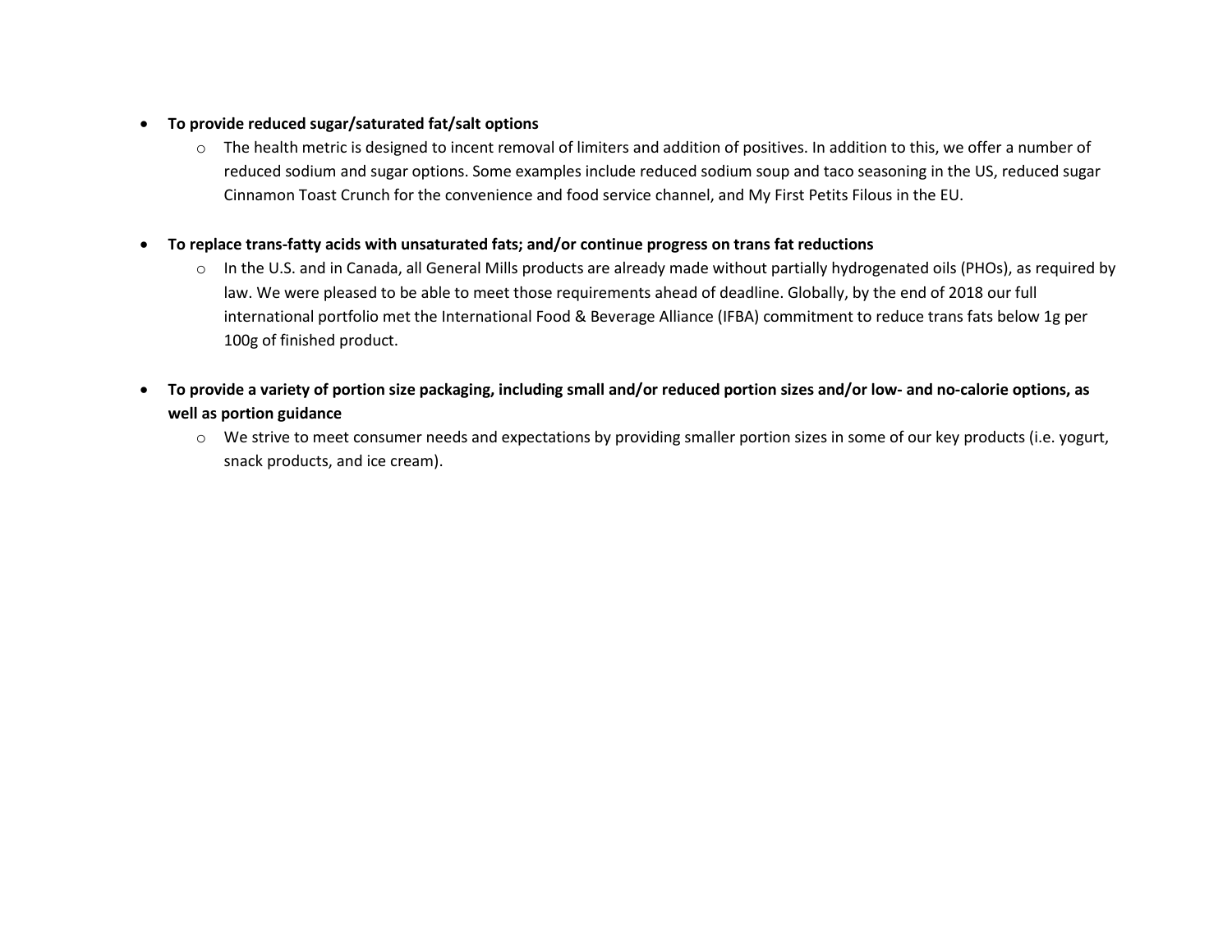- **To provide reduced sugar/saturated fat/salt options**
  - The health metric is designed to incent removal of limiters and addition of positives. In addition to this, we offer a number of reduced sodium and sugar options. Some examples include reduced sodium soup and taco seasoning in the US, reduced sugar Cinnamon Toast Crunch for the convenience and food service channel, and My First Petits Filous in the EU.

- **To replace trans-fatty acids with unsaturated fats; and/or continue progress on trans fat reductions**
  - In the U.S. and in Canada, all General Mills products are already made without partially hydrogenated oils (PHOs), as required by law. We were pleased to be able to meet those requirements ahead of deadline. Globally, by the end of 2018 our full international portfolio met the International Food & Beverage Alliance (IFBA) commitment to reduce trans fats below 1g per 100g of finished product.

- **To provide a variety of portion size packaging, including small and/or reduced portion sizes and/or low- and no-calorie options, as well as portion guidance**
  - We strive to meet consumer needs and expectations by providing smaller portion sizes in some of our key products (i.e. yogurt, snack products, and ice cream).